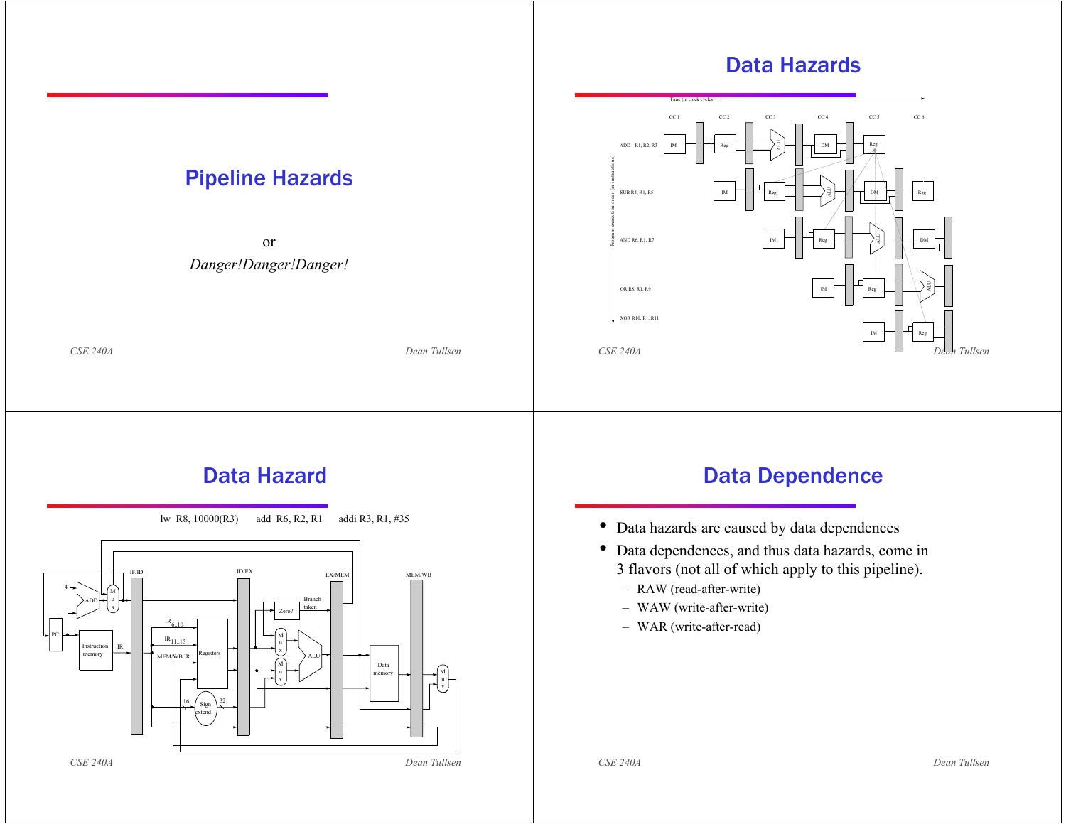# Pipeline Hazards

or

*Danger!Danger!Danger!*

# Data Hazards

Time (in clock cycles)

CC 1 CC 2 CC 3 CC 4 CC 5 CC 6

Program execution order (in instructions)

ADD R1, R2, R3

SUB R4, R1, R5

AND R6, R1, R7

OR R8, R1, R9

XOR R10, R1, R11

# Data Hazard

lw R8, 10000(R3) add R6, R2, R1 addi R3, R1, #35

# Data Dependence

- Data hazards are caused by data dependences
- Data dependences, and thus data hazards, come in 3 flavors (not all of which apply to this pipeline).
  - RAW (read-after-write)
  - WAW (write-after-write)
  - WAR (write-after-read)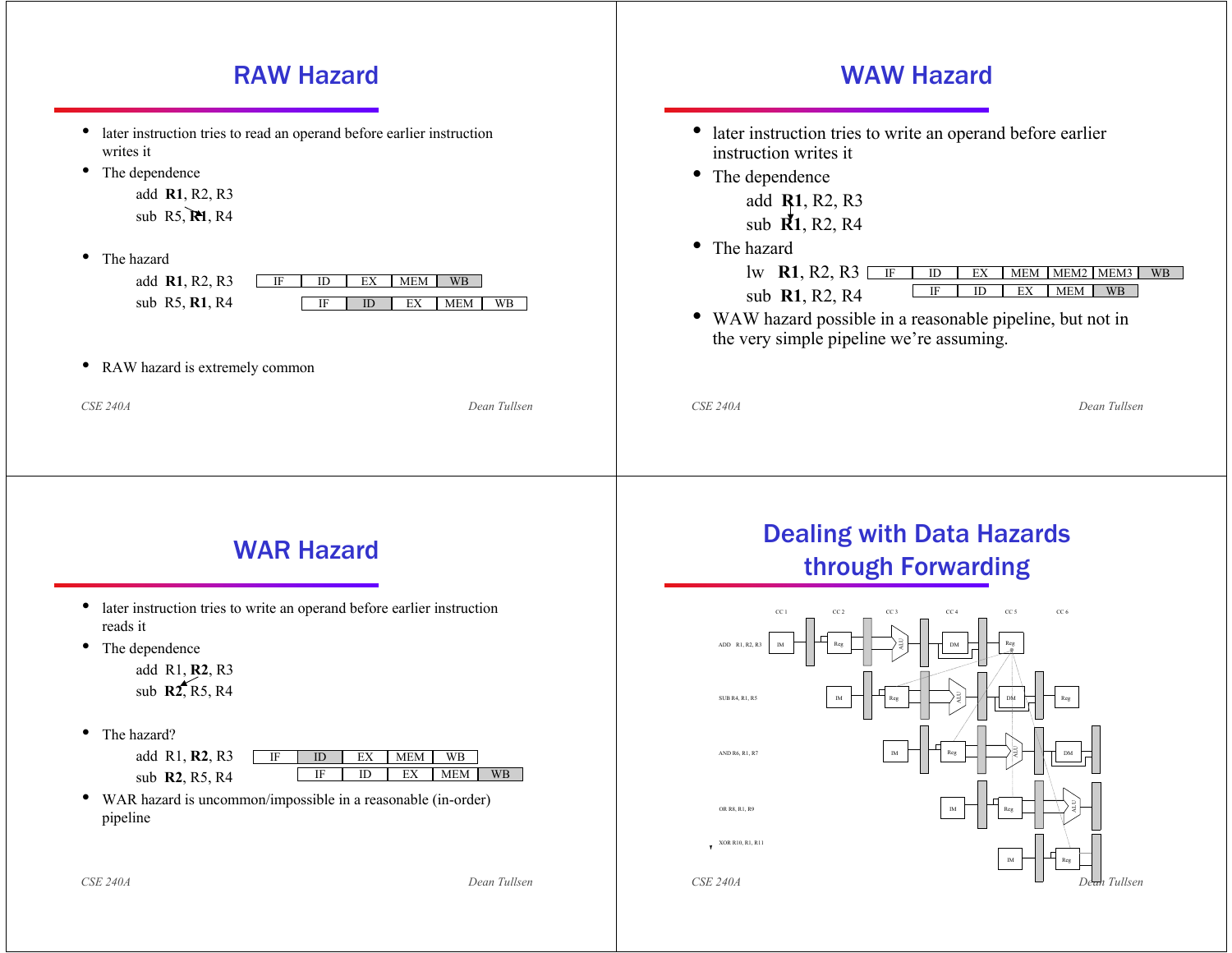## RAW Hazard

- later instruction tries to read an operand before earlier instruction writes it
- The dependence

  add **R1**, R2, R3
  sub R5, **R1**, R4

- The hazard

| | | | | | | |
|---|---|---|---|---|---|---|
| add **R1**, R2, R3 | IF | ID | EX | MEM | WB | |
| sub R5, **R1**, R4 | | IF | ID | EX | MEM | WB |

- RAW hazard is extremely common

## WAW Hazard

- later instruction tries to write an operand before earlier instruction writes it
- The dependence

  add **R1**, R2, R3
  sub **R1**, R2, R4

- The hazard

| | | | | | | | | |
|---|---|---|---|---|---|---|---|---|
| lw **R1**, R2, R3 | IF | ID | EX | MEM | MEM2 | MEM3 | WB | |
| sub **R1**, R2, R4 | | IF | ID | EX | MEM | WB | | |

- WAW hazard possible in a reasonable pipeline, but not in the very simple pipeline we're assuming.

## WAR Hazard

- later instruction tries to write an operand before earlier instruction reads it
- The dependence

  add R1, **R2**, R3
  sub **R2**, R5, R4

- The hazard?

| | | | | | | |
|---|---|---|---|---|---|---|
| add R1, **R2**, R3 | IF | ID | EX | MEM | WB | |
| sub **R2**, R5, R4 | | IF | ID | EX | MEM | WB |

- WAR hazard is uncommon/impossible in a reasonable (in-order) pipeline

## Dealing with Data Hazards through Forwarding

CC 1 CC 2 CC 3 CC 4 CC 5 CC 6

ADD R1, R2, R3

SUB R4, R1, R5

AND R6, R1, R7

OR R8, R1, R9

XOR R10, R1, R11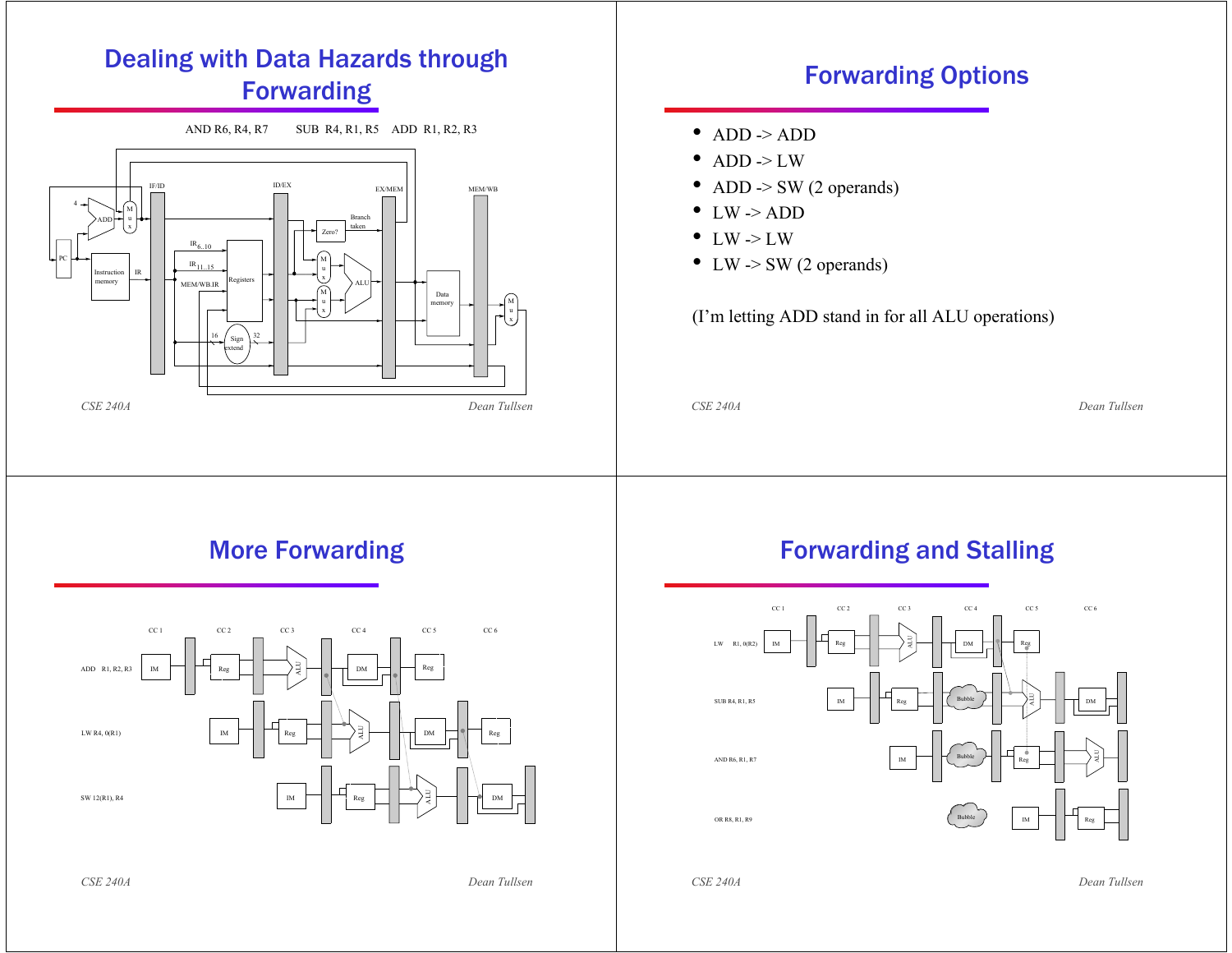# Dealing with Data Hazards through Forwarding

AND R6, R4, R7    SUB R4, R1, R5    ADD R1, R2, R3

# Forwarding Options

- ADD -> ADD
- ADD -> LW
- ADD -> SW (2 operands)
- LW -> ADD
- LW -> LW
- LW -> SW (2 operands)

(I'm letting ADD stand in for all ALU operations)

# More Forwarding

ADD R1, R2, R3

LW R4, 0(R1)

SW 12(R1), R4

# Forwarding and Stalling

LW R1, 0(R2)

SUB R4, R1, R5

AND R6, R1, R7

OR R8, R1, R9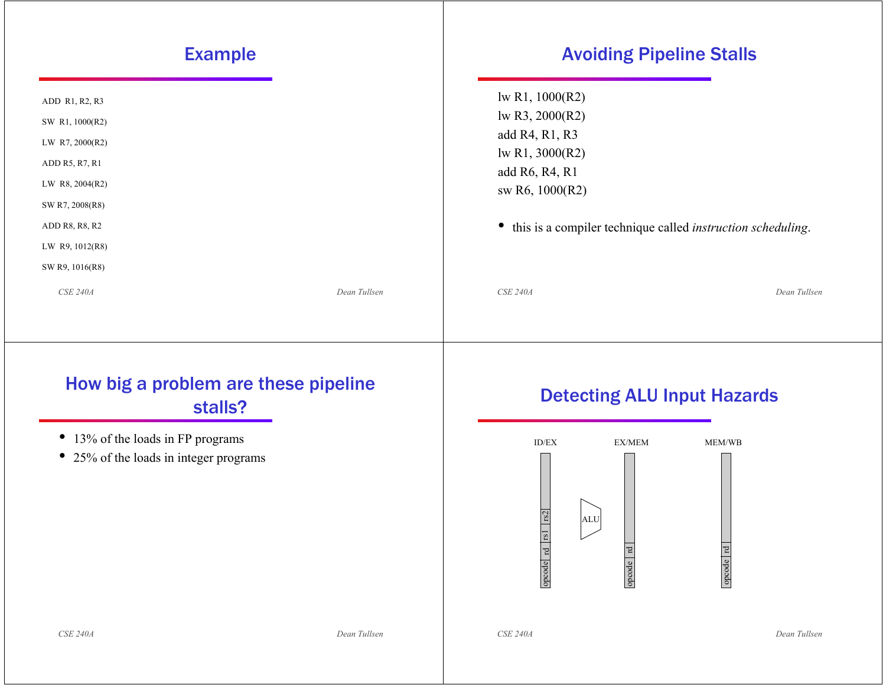## Example

```
ADD  R1, R2, R3
SW  R1, 1000(R2)
LW  R7, 2000(R2)
ADD R5, R7, R1
LW  R8, 2004(R2)
SW R7, 2008(R8)
ADD R8, R8, R2
LW  R9, 1012(R8)
SW R9, 1016(R8)
```

## Avoiding Pipeline Stalls

```
lw R1, 1000(R2)
lw R3, 2000(R2)
add R4, R1, R3
lw R1, 3000(R2)
add R6, R4, R1
sw R6, 1000(R2)
```

- this is a compiler technique called *instruction scheduling*.

## How big a problem are these pipeline stalls?

- 13% of the loads in FP programs
- 25% of the loads in integer programs

## Detecting ALU Input Hazards

ID/EX: opcode | rd | rs1 | rs2

ALU

EX/MEM: opcode | rd

MEM/WB: opcode | rd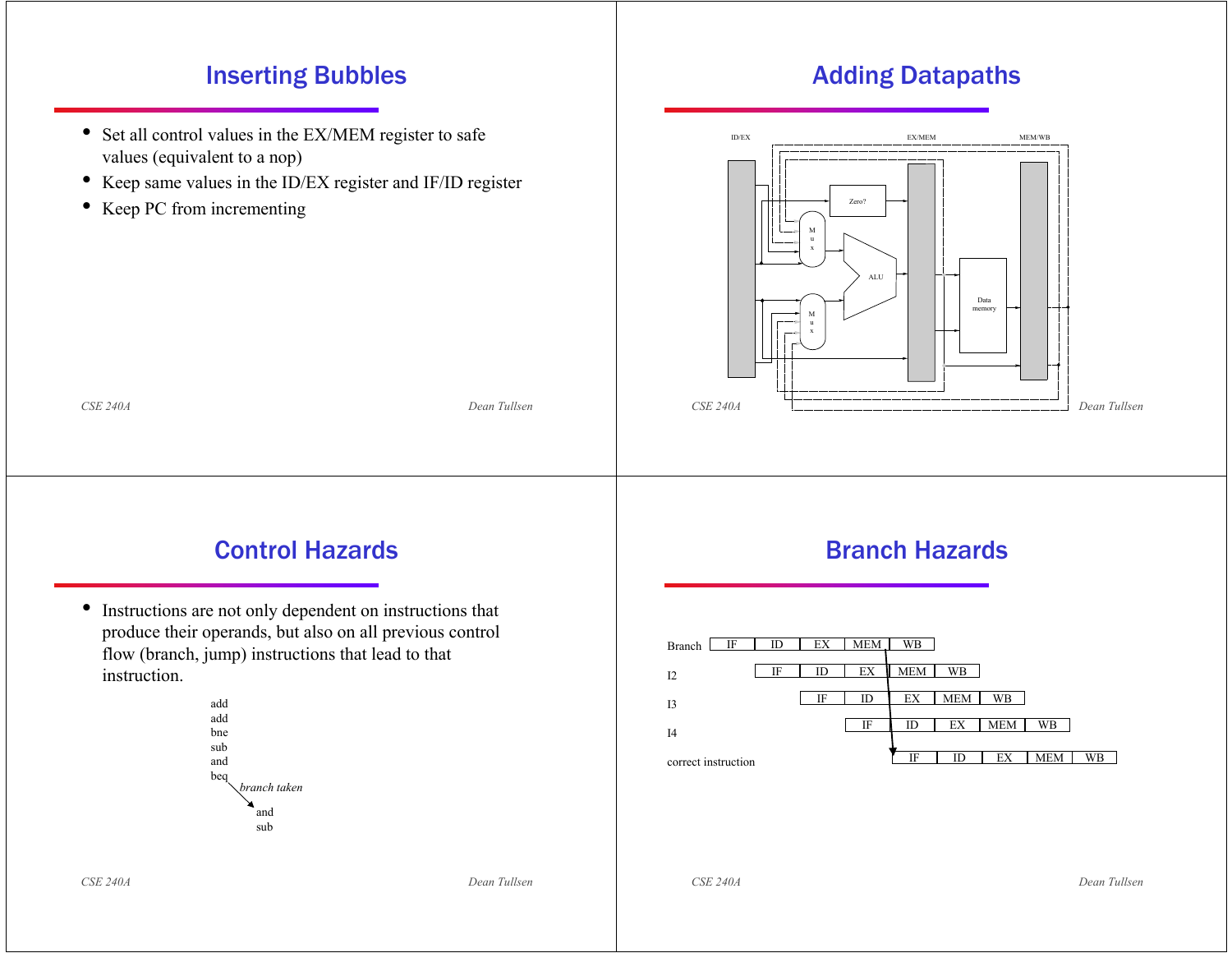## Inserting Bubbles

- Set all control values in the EX/MEM register to safe values (equivalent to a nop)
- Keep same values in the ID/EX register and IF/ID register
- Keep PC from incrementing

## Adding Datapaths

ID/EX EX/MEM MEM/WB

Zero? Mux ALU Mux Data memory

## Control Hazards

- Instructions are not only dependent on instructions that produce their operands, but also on all previous control flow (branch, jump) instructions that lead to that instruction.

```
add
add
bne
sub
and
beq
    branch taken
        and
        sub
```

## Branch Hazards

| | | | | | | | | |
|---|---|---|---|---|---|---|---|---|
| Branch | IF | ID | EX | MEM | WB | | | |
| I2 | | IF | ID | EX | MEM | WB | | |
| I3 | | | IF | ID | EX | MEM | WB | |
| I4 | | | | IF | ID | EX | MEM | WB |
| correct instruction | | | | | IF | ID | EX | MEM | WB |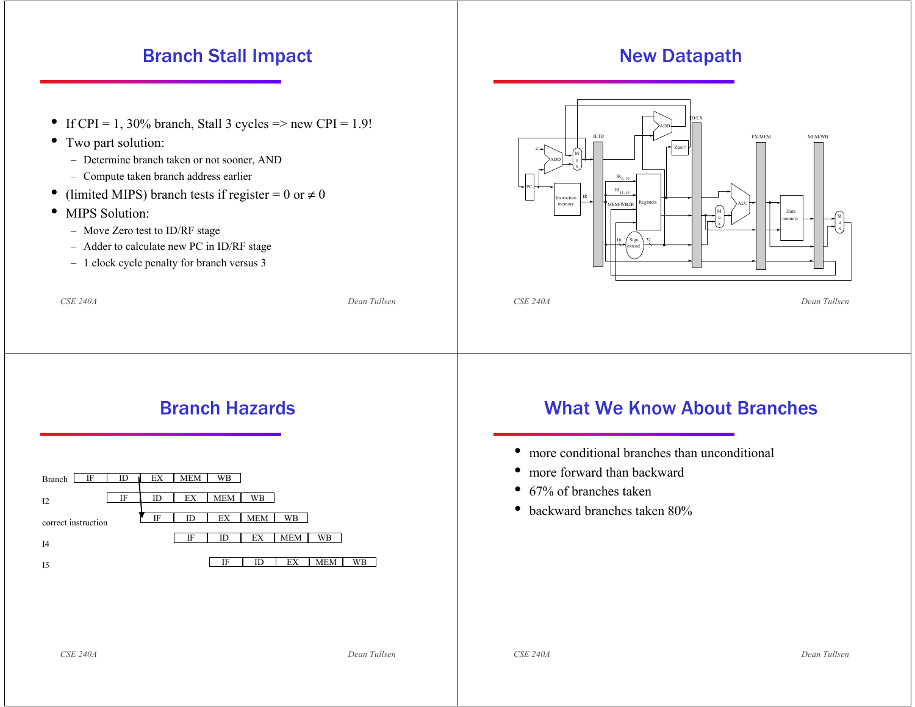## Branch Stall Impact

- If CPI = 1, 30% branch, Stall 3 cycles => new CPI = 1.9!
- Two part solution:
  - Determine branch taken or not sooner, AND
  - Compute taken branch address earlier
- (limited MIPS) branch tests if register = 0 or ≠ 0
- MIPS Solution:
  - Move Zero test to ID/RF stage
  - Adder to calculate new PC in ID/RF stage
  - 1 clock cycle penalty for branch versus 3

## New Datapath

## Branch Hazards

| | | | | | | | | | |
|---|---|---|---|---|---|---|---|---|---|
| Branch | IF | ID | EX | MEM | WB | | | | |
| I2 | | IF | ID | EX | MEM | WB | | | |
| correct instruction | | | IF | ID | EX | MEM | WB | | |
| I4 | | | | IF | ID | EX | MEM | WB | |
| I5 | | | | | IF | ID | EX | MEM | WB |

## What We Know About Branches

- more conditional branches than unconditional
- more forward than backward
- 67% of branches taken
- backward branches taken 80%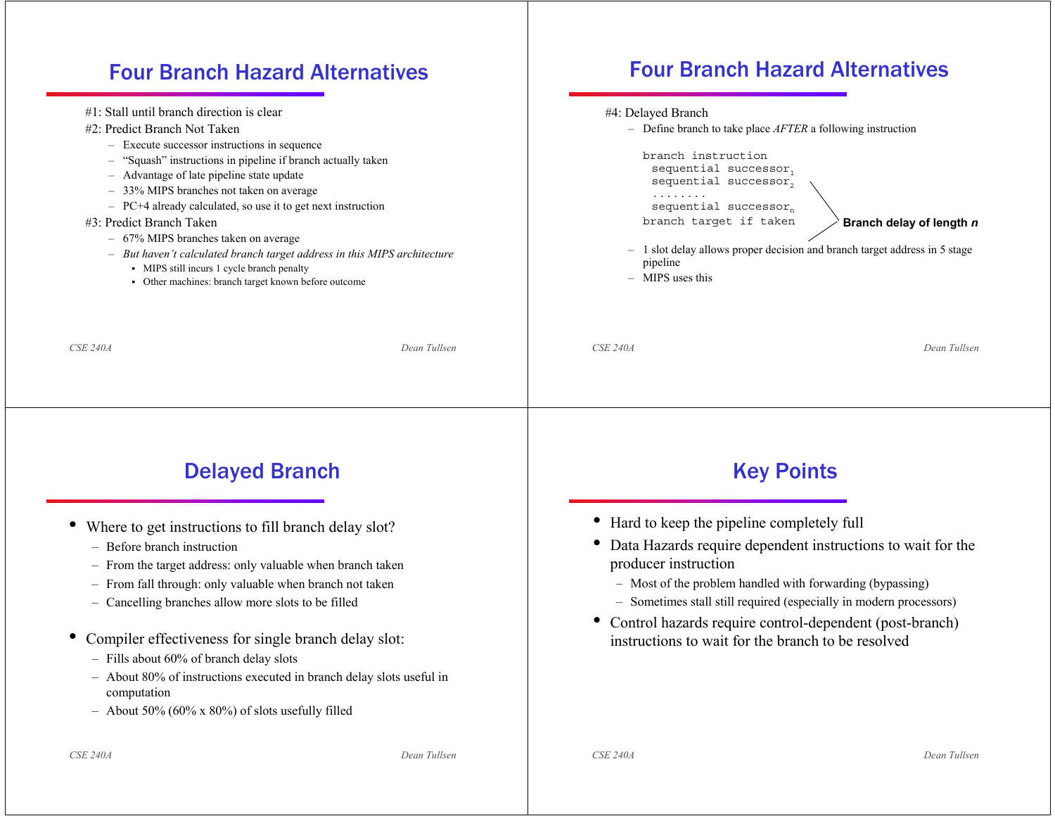# Four Branch Hazard Alternatives

#1: Stall until branch direction is clear

#2: Predict Branch Not Taken

- Execute successor instructions in sequence
- "Squash" instructions in pipeline if branch actually taken
- Advantage of late pipeline state update
- 33% MIPS branches not taken on average
- PC+4 already calculated, so use it to get next instruction

#3: Predict Branch Taken

- 67% MIPS branches taken on average
- *But haven't calculated branch target address in this MIPS architecture*
  - MIPS still incurs 1 cycle branch penalty
  - Other machines: branch target known before outcome

# Four Branch Hazard Alternatives

#4: Delayed Branch

- Define branch to take place *AFTER* a following instruction

```
branch instruction
 sequential successor1
 sequential successor2
 ........
 sequential successorn
branch target if taken
```

**Branch delay of length *n***

- 1 slot delay allows proper decision and branch target address in 5 stage pipeline
- MIPS uses this

# Delayed Branch

- Where to get instructions to fill branch delay slot?
  - Before branch instruction
  - From the target address: only valuable when branch taken
  - From fall through: only valuable when branch not taken
  - Cancelling branches allow more slots to be filled
- Compiler effectiveness for single branch delay slot:
  - Fills about 60% of branch delay slots
  - About 80% of instructions executed in branch delay slots useful in computation
  - About 50% (60% x 80%) of slots usefully filled

# Key Points

- Hard to keep the pipeline completely full
- Data Hazards require dependent instructions to wait for the producer instruction
  - Most of the problem handled with forwarding (bypassing)
  - Sometimes stall still required (especially in modern processors)
- Control hazards require control-dependent (post-branch) instructions to wait for the branch to be resolved